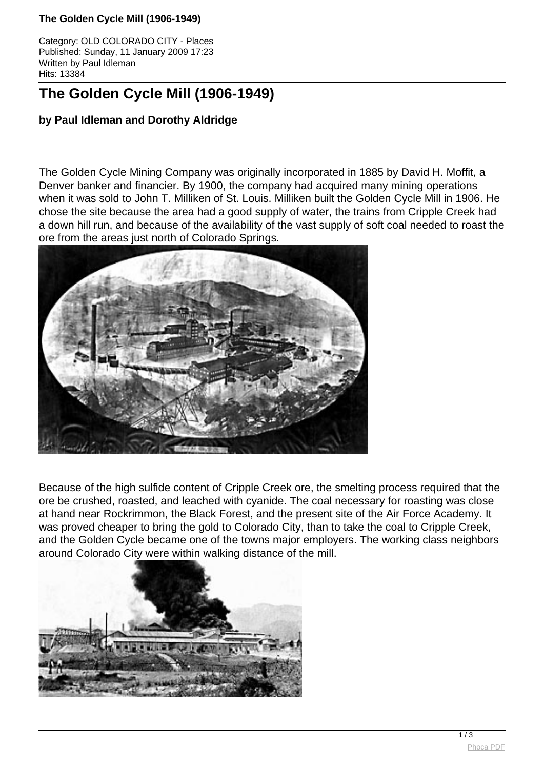# The Golden Cycle Mill (1906-1949)

Category: OLD COLORADO CITY - Places
Published: Sunday, 11 January 2009 17:23
Written by Paul Idleman
Hits: 13384

## The Golden Cycle Mill (1906-1949)

**by Paul Idleman and Dorothy Aldridge**

The Golden Cycle Mining Company was originally incorporated in 1885 by David H. Moffit, a Denver banker and financier. By 1900, the company had acquired many mining operations when it was sold to John T. Milliken of St. Louis. Milliken built the Golden Cycle Mill in 1906. He chose the site because the area had a good supply of water, the trains from Cripple Creek had a down hill run, and because of the availability of the vast supply of soft coal needed to roast the ore from the areas just north of Colorado Springs.

Because of the high sulfide content of Cripple Creek ore, the smelting process required that the ore be crushed, roasted, and leached with cyanide. The coal necessary for roasting was close at hand near Rockrimmon, the Black Forest, and the present site of the Air Force Academy. It was proved cheaper to bring the gold to Colorado City, than to take the coal to Cripple Creek, and the Golden Cycle became one of the towns major employers. The working class neighbors around Colorado City were within walking distance of the mill.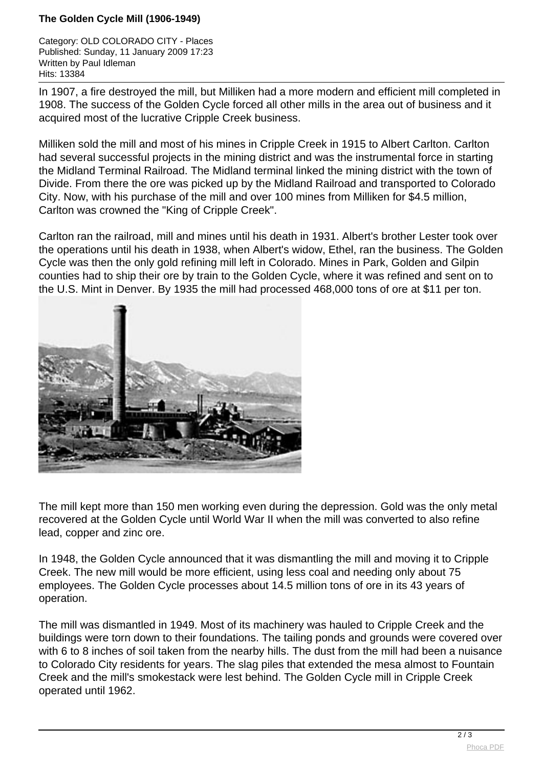In 1907, a fire destroyed the mill, but Milliken had a more modern and efficient mill completed in 1908. The success of the Golden Cycle forced all other mills in the area out of business and it acquired most of the lucrative Cripple Creek business.

Milliken sold the mill and most of his mines in Cripple Creek in 1915 to Albert Carlton. Carlton had several successful projects in the mining district and was the instrumental force in starting the Midland Terminal Railroad. The Midland terminal linked the mining district with the town of Divide. From there the ore was picked up by the Midland Railroad and transported to Colorado City. Now, with his purchase of the mill and over 100 mines from Milliken for $4.5 million, Carlton was crowned the "King of Cripple Creek".

Carlton ran the railroad, mill and mines until his death in 1931. Albert's brother Lester took over the operations until his death in 1938, when Albert's widow, Ethel, ran the business. The Golden Cycle was then the only gold refining mill left in Colorado. Mines in Park, Golden and Gilpin counties had to ship their ore by train to the Golden Cycle, where it was refined and sent on to the U.S. Mint in Denver. By 1935 the mill had processed 468,000 tons of ore at $11 per ton.

The mill kept more than 150 men working even during the depression. Gold was the only metal recovered at the Golden Cycle until World War II when the mill was converted to also refine lead, copper and zinc ore.

In 1948, the Golden Cycle announced that it was dismantling the mill and moving it to Cripple Creek. The new mill would be more efficient, using less coal and needing only about 75 employees. The Golden Cycle processes about 14.5 million tons of ore in its 43 years of operation.

The mill was dismantled in 1949. Most of its machinery was hauled to Cripple Creek and the buildings were torn down to their foundations. The tailing ponds and grounds were covered over with 6 to 8 inches of soil taken from the nearby hills. The dust from the mill had been a nuisance to Colorado City residents for years. The slag piles that extended the mesa almost to Fountain Creek and the mill's smokestack were lest behind. The Golden Cycle mill in Cripple Creek operated until 1962.